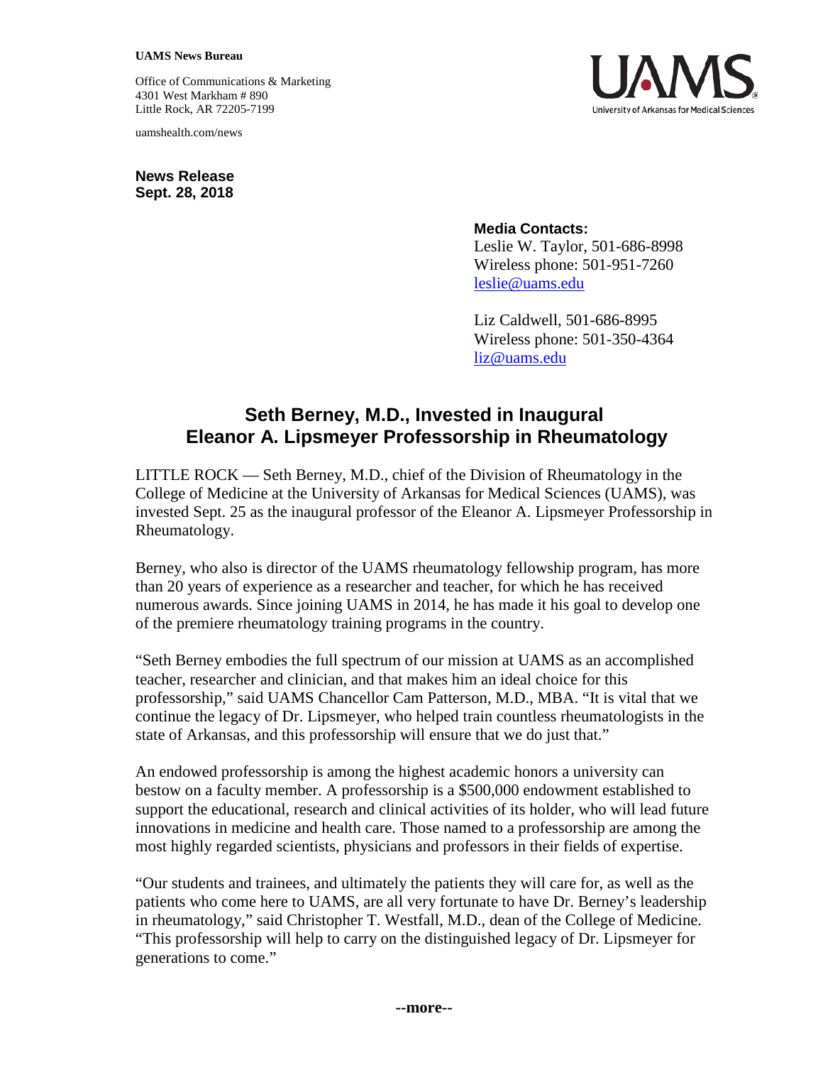**UAMS News Bureau**

Office of Communications & Marketing
4301 West Markham # 890
Little Rock, AR 72205-7199

uamshealth.com/news

**News Release**
**Sept. 28, 2018**

**Media Contacts:**
Leslie W. Taylor, 501-686-8998
Wireless phone: 501-951-7260
leslie@uams.edu

Liz Caldwell, 501-686-8995
Wireless phone: 501-350-4364
liz@uams.edu

# Seth Berney, M.D., Invested in Inaugural Eleanor A. Lipsmeyer Professorship in Rheumatology

LITTLE ROCK — Seth Berney, M.D., chief of the Division of Rheumatology in the College of Medicine at the University of Arkansas for Medical Sciences (UAMS), was invested Sept. 25 as the inaugural professor of the Eleanor A. Lipsmeyer Professorship in Rheumatology.

Berney, who also is director of the UAMS rheumatology fellowship program, has more than 20 years of experience as a researcher and teacher, for which he has received numerous awards. Since joining UAMS in 2014, he has made it his goal to develop one of the premiere rheumatology training programs in the country.

"Seth Berney embodies the full spectrum of our mission at UAMS as an accomplished teacher, researcher and clinician, and that makes him an ideal choice for this professorship," said UAMS Chancellor Cam Patterson, M.D., MBA. "It is vital that we continue the legacy of Dr. Lipsmeyer, who helped train countless rheumatologists in the state of Arkansas, and this professorship will ensure that we do just that."

An endowed professorship is among the highest academic honors a university can bestow on a faculty member. A professorship is a $500,000 endowment established to support the educational, research and clinical activities of its holder, who will lead future innovations in medicine and health care. Those named to a professorship are among the most highly regarded scientists, physicians and professors in their fields of expertise.

"Our students and trainees, and ultimately the patients they will care for, as well as the patients who come here to UAMS, are all very fortunate to have Dr. Berney's leadership in rheumatology," said Christopher T. Westfall, M.D., dean of the College of Medicine. "This professorship will help to carry on the distinguished legacy of Dr. Lipsmeyer for generations to come."

**--more--**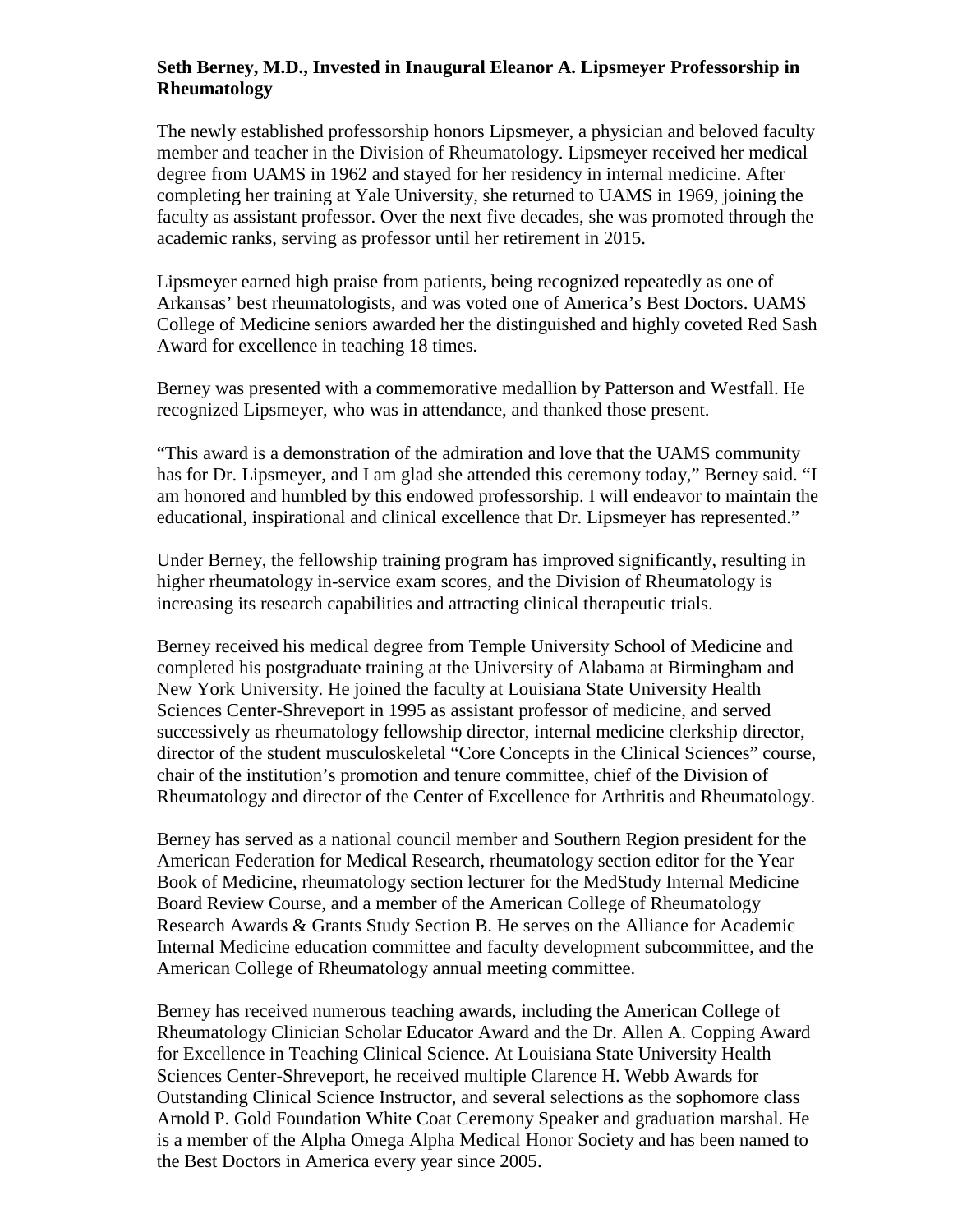**Seth Berney, M.D., Invested in Inaugural Eleanor A. Lipsmeyer Professorship in Rheumatology**

The newly established professorship honors Lipsmeyer, a physician and beloved faculty member and teacher in the Division of Rheumatology. Lipsmeyer received her medical degree from UAMS in 1962 and stayed for her residency in internal medicine. After completing her training at Yale University, she returned to UAMS in 1969, joining the faculty as assistant professor. Over the next five decades, she was promoted through the academic ranks, serving as professor until her retirement in 2015.

Lipsmeyer earned high praise from patients, being recognized repeatedly as one of Arkansas' best rheumatologists, and was voted one of America's Best Doctors. UAMS College of Medicine seniors awarded her the distinguished and highly coveted Red Sash Award for excellence in teaching 18 times.

Berney was presented with a commemorative medallion by Patterson and Westfall. He recognized Lipsmeyer, who was in attendance, and thanked those present.

"This award is a demonstration of the admiration and love that the UAMS community has for Dr. Lipsmeyer, and I am glad she attended this ceremony today," Berney said. "I am honored and humbled by this endowed professorship. I will endeavor to maintain the educational, inspirational and clinical excellence that Dr. Lipsmeyer has represented."

Under Berney, the fellowship training program has improved significantly, resulting in higher rheumatology in-service exam scores, and the Division of Rheumatology is increasing its research capabilities and attracting clinical therapeutic trials.

Berney received his medical degree from Temple University School of Medicine and completed his postgraduate training at the University of Alabama at Birmingham and New York University. He joined the faculty at Louisiana State University Health Sciences Center-Shreveport in 1995 as assistant professor of medicine, and served successively as rheumatology fellowship director, internal medicine clerkship director, director of the student musculoskeletal "Core Concepts in the Clinical Sciences" course, chair of the institution's promotion and tenure committee, chief of the Division of Rheumatology and director of the Center of Excellence for Arthritis and Rheumatology.

Berney has served as a national council member and Southern Region president for the American Federation for Medical Research, rheumatology section editor for the Year Book of Medicine, rheumatology section lecturer for the MedStudy Internal Medicine Board Review Course, and a member of the American College of Rheumatology Research Awards & Grants Study Section B. He serves on the Alliance for Academic Internal Medicine education committee and faculty development subcommittee, and the American College of Rheumatology annual meeting committee.

Berney has received numerous teaching awards, including the American College of Rheumatology Clinician Scholar Educator Award and the Dr. Allen A. Copping Award for Excellence in Teaching Clinical Science. At Louisiana State University Health Sciences Center-Shreveport, he received multiple Clarence H. Webb Awards for Outstanding Clinical Science Instructor, and several selections as the sophomore class Arnold P. Gold Foundation White Coat Ceremony Speaker and graduation marshal. He is a member of the Alpha Omega Alpha Medical Honor Society and has been named to the Best Doctors in America every year since 2005.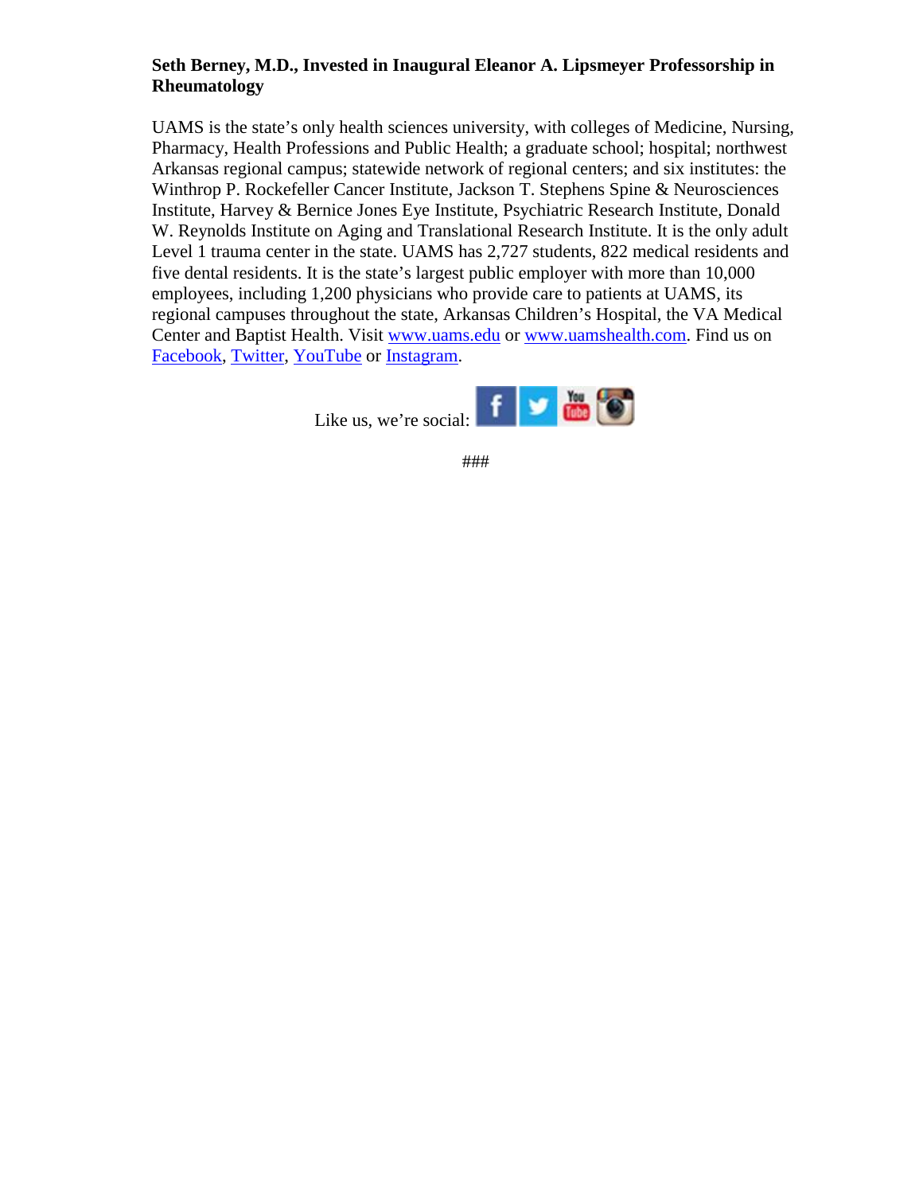**Seth Berney, M.D., Invested in Inaugural Eleanor A. Lipsmeyer Professorship in Rheumatology**

UAMS is the state's only health sciences university, with colleges of Medicine, Nursing, Pharmacy, Health Professions and Public Health; a graduate school; hospital; northwest Arkansas regional campus; statewide network of regional centers; and six institutes: the Winthrop P. Rockefeller Cancer Institute, Jackson T. Stephens Spine & Neurosciences Institute, Harvey & Bernice Jones Eye Institute, Psychiatric Research Institute, Donald W. Reynolds Institute on Aging and Translational Research Institute. It is the only adult Level 1 trauma center in the state. UAMS has 2,727 students, 822 medical residents and five dental residents. It is the state's largest public employer with more than 10,000 employees, including 1,200 physicians who provide care to patients at UAMS, its regional campuses throughout the state, Arkansas Children's Hospital, the VA Medical Center and Baptist Health. Visit www.uams.edu or www.uamshealth.com. Find us on Facebook, Twitter, YouTube or Instagram.

Like us, we're social:

###